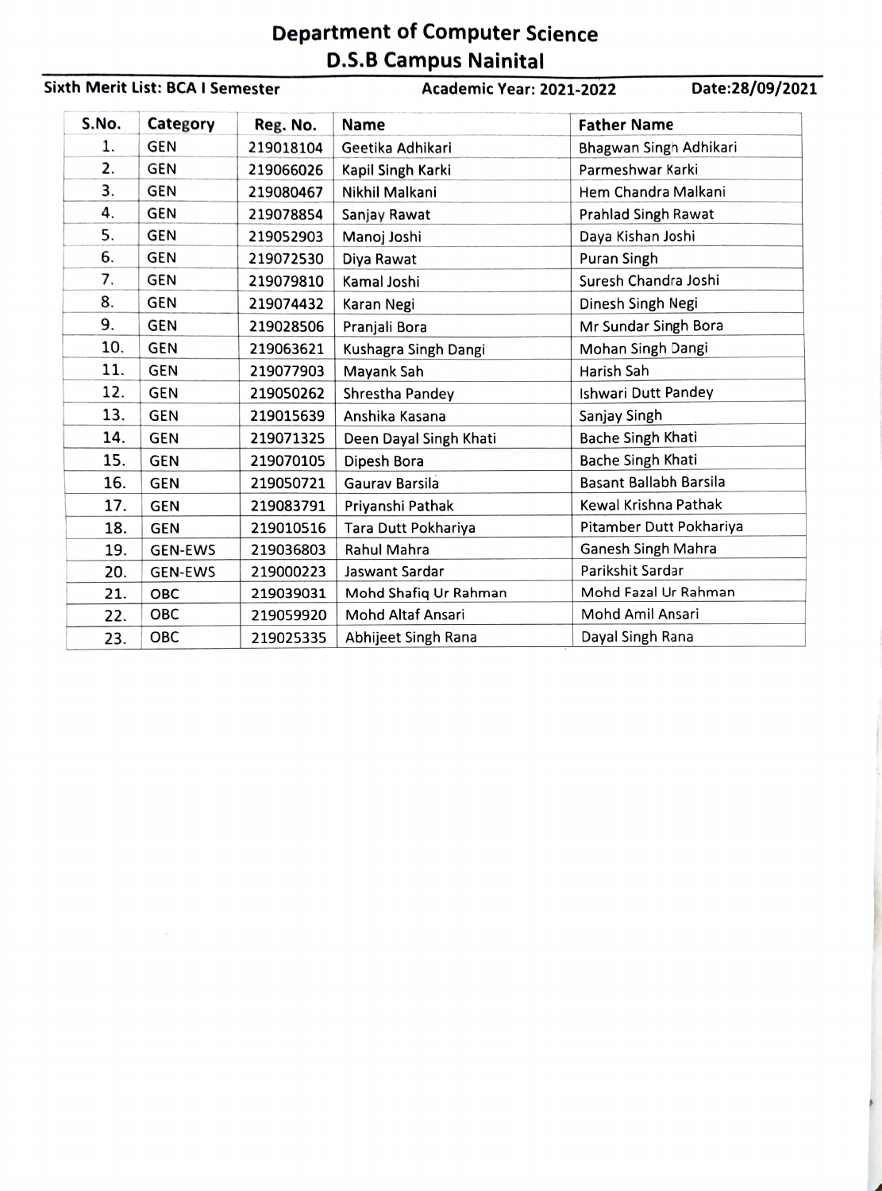# Department of Computer Science
## D.S.B Campus Nainital

**Sixth Merit List: BCA I Semester** **Academic Year: 2021-2022** **Date:28/09/2021**

| S.No. | Category | Reg. No. | Name | Father Name |
|---|---|---|---|---|
| 1. | GEN | 219018104 | Geetika Adhikari | Bhagwan Singh Adhikari |
| 2. | GEN | 219066026 | Kapil Singh Karki | Parmeshwar Karki |
| 3. | GEN | 219080467 | Nikhil Malkani | Hem Chandra Malkani |
| 4. | GEN | 219078854 | Sanjay Rawat | Prahlad Singh Rawat |
| 5. | GEN | 219052903 | Manoj Joshi | Daya Kishan Joshi |
| 6. | GEN | 219072530 | Diya Rawat | Puran Singh |
| 7. | GEN | 219079810 | Kamal Joshi | Suresh Chandra Joshi |
| 8. | GEN | 219074432 | Karan Negi | Dinesh Singh Negi |
| 9. | GEN | 219028506 | Pranjali Bora | Mr Sundar Singh Bora |
| 10. | GEN | 219063621 | Kushagra Singh Dangi | Mohan Singh Dangi |
| 11. | GEN | 219077903 | Mayank Sah | Harish Sah |
| 12. | GEN | 219050262 | Shrestha Pandey | Ishwari Dutt Pandey |
| 13. | GEN | 219015639 | Anshika Kasana | Sanjay Singh |
| 14. | GEN | 219071325 | Deen Dayal Singh Khati | Bache Singh Khati |
| 15. | GEN | 219070105 | Dipesh Bora | Bache Singh Khati |
| 16. | GEN | 219050721 | Gaurav Barsila | Basant Ballabh Barsila |
| 17. | GEN | 219083791 | Priyanshi Pathak | Kewal Krishna Pathak |
| 18. | GEN | 219010516 | Tara Dutt Pokhariya | Pitamber Dutt Pokhariya |
| 19. | GEN-EWS | 219036803 | Rahul Mahra | Ganesh Singh Mahra |
| 20. | GEN-EWS | 219000223 | Jaswant Sardar | Parikshit Sardar |
| 21. | OBC | 219039031 | Mohd Shafiq Ur Rahman | Mohd Fazal Ur Rahman |
| 22. | OBC | 219059920 | Mohd Altaf Ansari | Mohd Amil Ansari |
| 23. | OBC | 219025335 | Abhijeet Singh Rana | Dayal Singh Rana |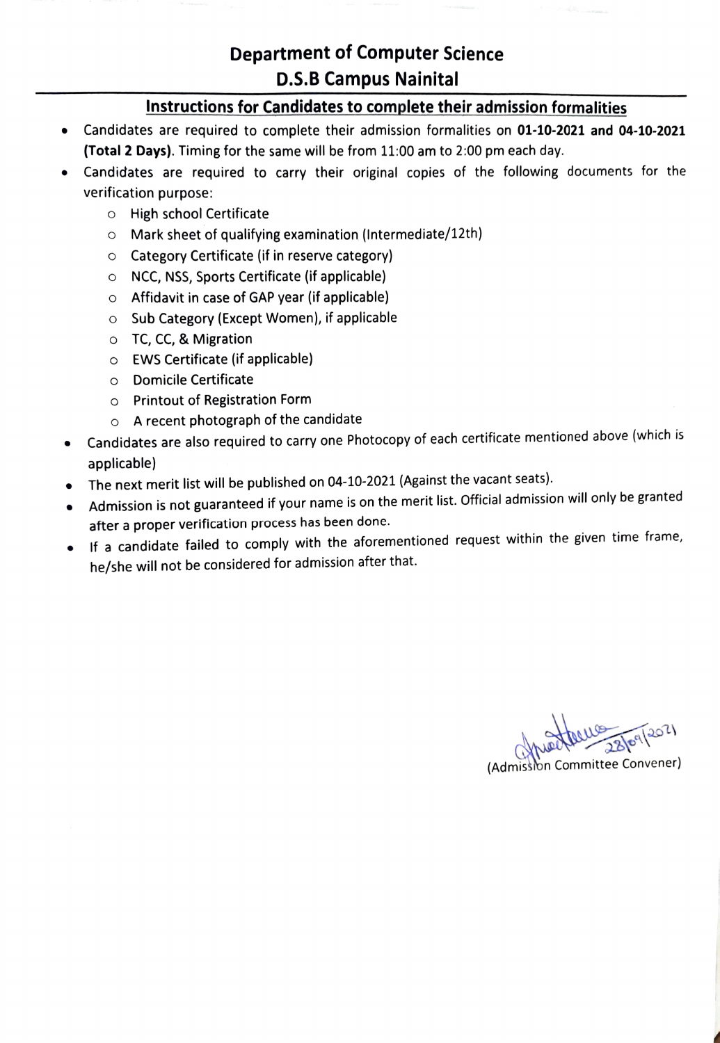# Department of Computer Science
## D.S.B Campus Nainital

### Instructions for Candidates to complete their admission formalities

- Candidates are required to complete their admission formalities on **01-10-2021 and 04-10-2021 (Total 2 Days)**. Timing for the same will be from 11:00 am to 2:00 pm each day.
- Candidates are required to carry their original copies of the following documents for the verification purpose:
  - High school Certificate
  - Mark sheet of qualifying examination (Intermediate/12th)
  - Category Certificate (if in reserve category)
  - NCC, NSS, Sports Certificate (if applicable)
  - Affidavit in case of GAP year (if applicable)
  - Sub Category (Except Women), if applicable
  - TC, CC, & Migration
  - EWS Certificate (if applicable)
  - Domicile Certificate
  - Printout of Registration Form
  - A recent photograph of the candidate
- Candidates are also required to carry one Photocopy of each certificate mentioned above (which is applicable)
- The next merit list will be published on 04-10-2021 (Against the vacant seats).
- Admission is not guaranteed if your name is on the merit list. Official admission will only be granted after a proper verification process has been done.
- If a candidate failed to comply with the aforementioned request within the given time frame, he/she will not be considered for admission after that.

28/09/2021

(Admission Committee Convener)